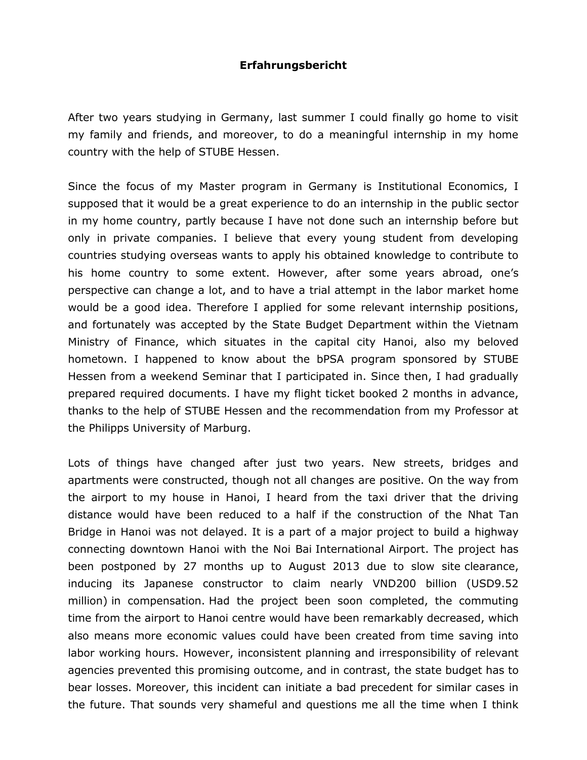**Erfahrungsbericht**

After two years studying in Germany, last summer I could finally go home to visit my family and friends, and moreover, to do a meaningful internship in my home country with the help of STUBE Hessen.

Since the focus of my Master program in Germany is Institutional Economics, I supposed that it would be a great experience to do an internship in the public sector in my home country, partly because I have not done such an internship before but only in private companies. I believe that every young student from developing countries studying overseas wants to apply his obtained knowledge to contribute to his home country to some extent. However, after some years abroad, one's perspective can change a lot, and to have a trial attempt in the labor market home would be a good idea. Therefore I applied for some relevant internship positions, and fortunately was accepted by the State Budget Department within the Vietnam Ministry of Finance, which situates in the capital city Hanoi, also my beloved hometown. I happened to know about the bPSA program sponsored by STUBE Hessen from a weekend Seminar that I participated in. Since then, I had gradually prepared required documents. I have my flight ticket booked 2 months in advance, thanks to the help of STUBE Hessen and the recommendation from my Professor at the Philipps University of Marburg.

Lots of things have changed after just two years. New streets, bridges and apartments were constructed, though not all changes are positive. On the way from the airport to my house in Hanoi, I heard from the taxi driver that the driving distance would have been reduced to a half if the construction of the Nhat Tan Bridge in Hanoi was not delayed. It is a part of a major project to build a highway connecting downtown Hanoi with the Noi Bai International Airport. The project has been postponed by 27 months up to August 2013 due to slow site clearance, inducing its Japanese constructor to claim nearly VND200 billion (USD9.52 million) in compensation. Had the project been soon completed, the commuting time from the airport to Hanoi centre would have been remarkably decreased, which also means more economic values could have been created from time saving into labor working hours. However, inconsistent planning and irresponsibility of relevant agencies prevented this promising outcome, and in contrast, the state budget has to bear losses. Moreover, this incident can initiate a bad precedent for similar cases in the future. That sounds very shameful and questions me all the time when I think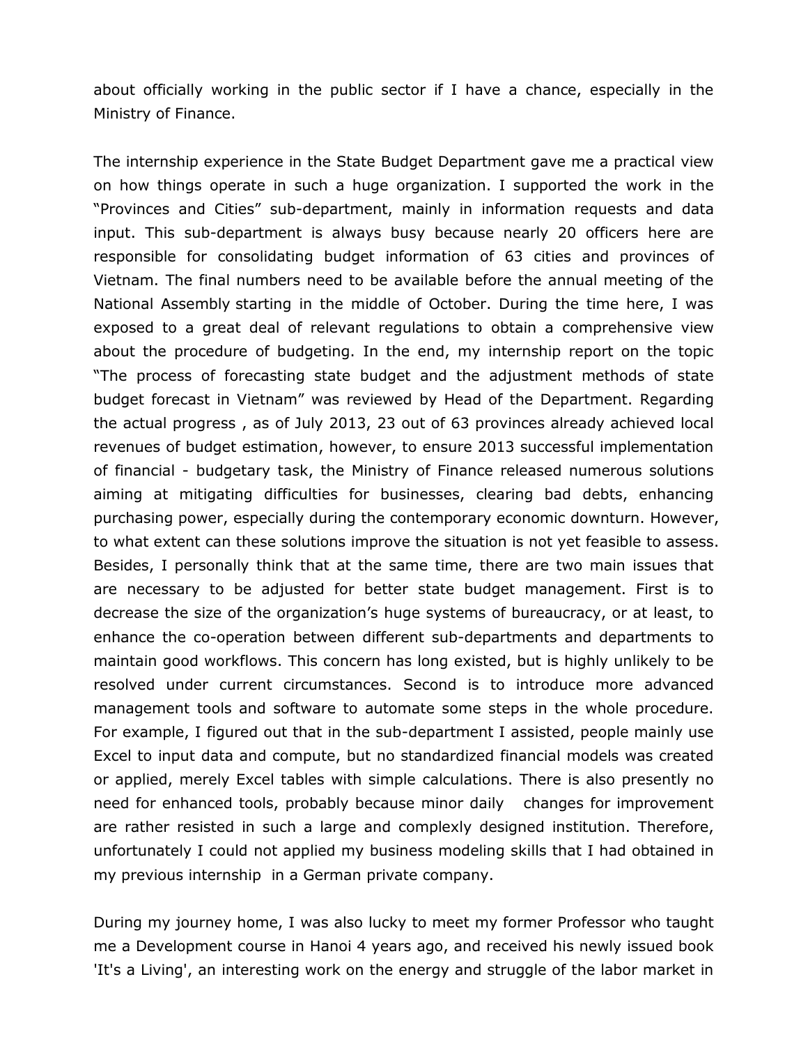about officially working in the public sector if I have a chance, especially in the Ministry of Finance.

The internship experience in the State Budget Department gave me a practical view on how things operate in such a huge organization. I supported the work in the "Provinces and Cities" sub-department, mainly in information requests and data input. This sub-department is always busy because nearly 20 officers here are responsible for consolidating budget information of 63 cities and provinces of Vietnam. The final numbers need to be available before the annual meeting of the National Assembly starting in the middle of October. During the time here, I was exposed to a great deal of relevant regulations to obtain a comprehensive view about the procedure of budgeting. In the end, my internship report on the topic "The process of forecasting state budget and the adjustment methods of state budget forecast in Vietnam" was reviewed by Head of the Department. Regarding the actual progress , as of July 2013, 23 out of 63 provinces already achieved local revenues of budget estimation, however, to ensure 2013 successful implementation of financial - budgetary task, the Ministry of Finance released numerous solutions aiming at mitigating difficulties for businesses, clearing bad debts, enhancing purchasing power, especially during the contemporary economic downturn. However, to what extent can these solutions improve the situation is not yet feasible to assess. Besides, I personally think that at the same time, there are two main issues that are necessary to be adjusted for better state budget management. First is to decrease the size of the organization's huge systems of bureaucracy, or at least, to enhance the co-operation between different sub-departments and departments to maintain good workflows. This concern has long existed, but is highly unlikely to be resolved under current circumstances. Second is to introduce more advanced management tools and software to automate some steps in the whole procedure. For example, I figured out that in the sub-department I assisted, people mainly use Excel to input data and compute, but no standardized financial models was created or applied, merely Excel tables with simple calculations. There is also presently no need for enhanced tools, probably because minor daily changes for improvement are rather resisted in such a large and complexly designed institution. Therefore, unfortunately I could not applied my business modeling skills that I had obtained in my previous internship in a German private company.

During my journey home, I was also lucky to meet my former Professor who taught me a Development course in Hanoi 4 years ago, and received his newly issued book 'It's a Living', an interesting work on the energy and struggle of the labor market in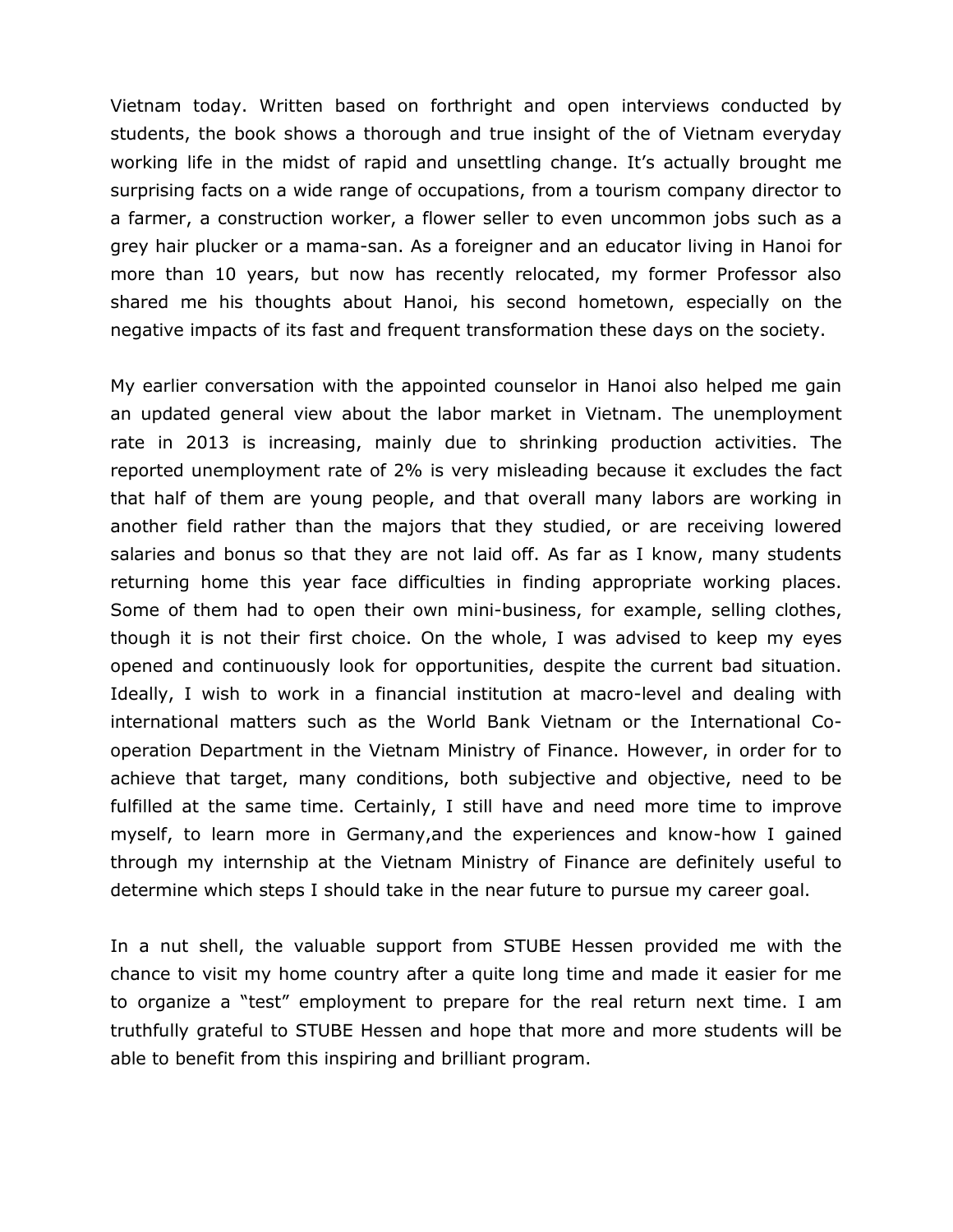Vietnam today. Written based on forthright and open interviews conducted by students, the book shows a thorough and true insight of the of Vietnam everyday working life in the midst of rapid and unsettling change. It's actually brought me surprising facts on a wide range of occupations, from a tourism company director to a farmer, a construction worker, a flower seller to even uncommon jobs such as a grey hair plucker or a mama-san. As a foreigner and an educator living in Hanoi for more than 10 years, but now has recently relocated, my former Professor also shared me his thoughts about Hanoi, his second hometown, especially on the negative impacts of its fast and frequent transformation these days on the society.

My earlier conversation with the appointed counselor in Hanoi also helped me gain an updated general view about the labor market in Vietnam. The unemployment rate in 2013 is increasing, mainly due to shrinking production activities. The reported unemployment rate of 2% is very misleading because it excludes the fact that half of them are young people, and that overall many labors are working in another field rather than the majors that they studied, or are receiving lowered salaries and bonus so that they are not laid off. As far as I know, many students returning home this year face difficulties in finding appropriate working places. Some of them had to open their own mini-business, for example, selling clothes, though it is not their first choice. On the whole, I was advised to keep my eyes opened and continuously look for opportunities, despite the current bad situation. Ideally, I wish to work in a financial institution at macro-level and dealing with international matters such as the World Bank Vietnam or the International Co-operation Department in the Vietnam Ministry of Finance. However, in order for to achieve that target, many conditions, both subjective and objective, need to be fulfilled at the same time. Certainly, I still have and need more time to improve myself, to learn more in Germany,and the experiences and know-how I gained through my internship at the Vietnam Ministry of Finance are definitely useful to determine which steps I should take in the near future to pursue my career goal.

In a nut shell, the valuable support from STUBE Hessen provided me with the chance to visit my home country after a quite long time and made it easier for me to organize a "test" employment to prepare for the real return next time. I am truthfully grateful to STUBE Hessen and hope that more and more students will be able to benefit from this inspiring and brilliant program.